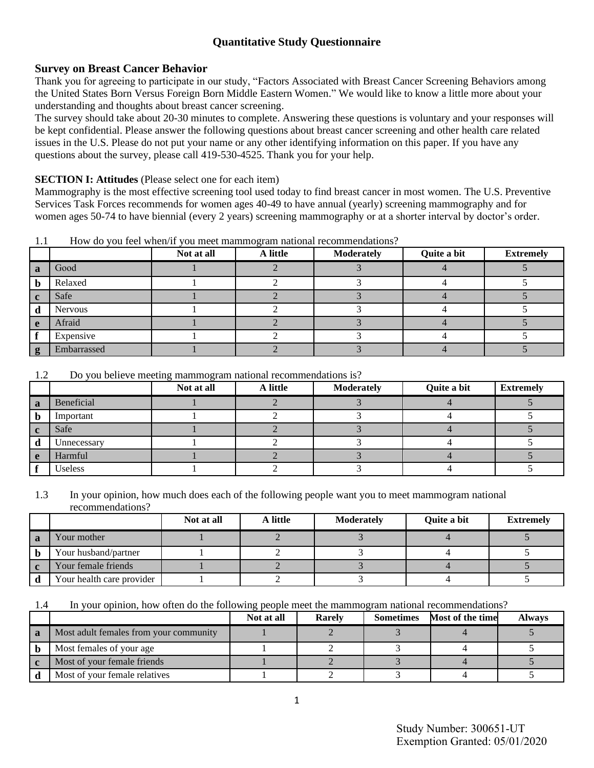# Quantitative Study Questionnaire

## Survey on Breast Cancer Behavior

Thank you for agreeing to participate in our study, "Factors Associated with Breast Cancer Screening Behaviors among the United States Born Versus Foreign Born Middle Eastern Women." We would like to know a little more about your understanding and thoughts about breast cancer screening.

The survey should take about 20-30 minutes to complete. Answering these questions is voluntary and your responses will be kept confidential. Please answer the following questions about breast cancer screening and other health care related issues in the U.S. Please do not put your name or any other identifying information on this paper. If you have any questions about the survey, please call 419-530-4525. Thank you for your help.

**SECTION I: Attitudes** (Please select one for each item)

Mammography is the most effective screening tool used today to find breast cancer in most women. The U.S. Preventive Services Task Forces recommends for women ages 40-49 to have annual (yearly) screening mammography and for women ages 50-74 to have biennial (every 2 years) screening mammography or at a shorter interval by doctor's order.

1.1 How do you feel when/if you meet mammogram national recommendations?

| | | Not at all | A little | Moderately | Quite a bit | Extremely |
|---|---|---|---|---|---|---|
| **a** | Good | 1 | 2 | 3 | 4 | 5 |
| **b** | Relaxed | 1 | 2 | 3 | 4 | 5 |
| **c** | Safe | 1 | 2 | 3 | 4 | 5 |
| **d** | Nervous | 1 | 2 | 3 | 4 | 5 |
| **e** | Afraid | 1 | 2 | 3 | 4 | 5 |
| **f** | Expensive | 1 | 2 | 3 | 4 | 5 |
| **g** | Embarrassed | 1 | 2 | 3 | 4 | 5 |

1.2 Do you believe meeting mammogram national recommendations is?

| | | Not at all | A little | Moderately | Quite a bit | Extremely |
|---|---|---|---|---|---|---|
| **a** | Beneficial | 1 | 2 | 3 | 4 | 5 |
| **b** | Important | 1 | 2 | 3 | 4 | 5 |
| **c** | Safe | 1 | 2 | 3 | 4 | 5 |
| **d** | Unnecessary | 1 | 2 | 3 | 4 | 5 |
| **e** | Harmful | 1 | 2 | 3 | 4 | 5 |
| **f** | Useless | 1 | 2 | 3 | 4 | 5 |

1.3 In your opinion, how much does each of the following people want you to meet mammogram national recommendations?

| | | Not at all | A little | Moderately | Quite a bit | Extremely |
|---|---|---|---|---|---|---|
| **a** | Your mother | 1 | 2 | 3 | 4 | 5 |
| **b** | Your husband/partner | 1 | 2 | 3 | 4 | 5 |
| **c** | Your female friends | 1 | 2 | 3 | 4 | 5 |
| **d** | Your health care provider | 1 | 2 | 3 | 4 | 5 |

1.4 In your opinion, how often do the following people meet the mammogram national recommendations?

| | | Not at all | Rarely | Sometimes | Most of the time | Always |
|---|---|---|---|---|---|---|
| **a** | Most adult females from your community | 1 | 2 | 3 | 4 | 5 |
| **b** | Most females of your age | 1 | 2 | 3 | 4 | 5 |
| **c** | Most of your female friends | 1 | 2 | 3 | 4 | 5 |
| **d** | Most of your female relatives | 1 | 2 | 3 | 4 | 5 |

Study Number: 300651-UT
Exemption Granted: 05/01/2020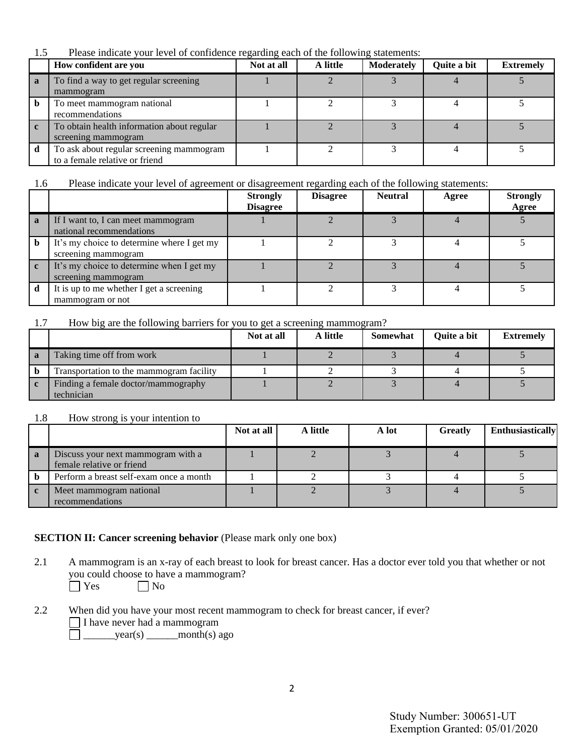1.5 Please indicate your level of confidence regarding each of the following statements:

| | How confident are you | Not at all | A little | Moderately | Quite a bit | Extremely |
|---|---|---|---|---|---|---|
| a | To find a way to get regular screening mammogram | 1 | 2 | 3 | 4 | 5 |
| b | To meet mammogram national recommendations | 1 | 2 | 3 | 4 | 5 |
| c | To obtain health information about regular screening mammogram | 1 | 2 | 3 | 4 | 5 |
| d | To ask about regular screening mammogram to a female relative or friend | 1 | 2 | 3 | 4 | 5 |

1.6 Please indicate your level of agreement or disagreement regarding each of the following statements:

| | | Strongly Disagree | Disagree | Neutral | Agree | Strongly Agree |
|---|---|---|---|---|---|---|
| a | If I want to, I can meet mammogram national recommendations | 1 | 2 | 3 | 4 | 5 |
| b | It's my choice to determine where I get my screening mammogram | 1 | 2 | 3 | 4 | 5 |
| c | It's my choice to determine when I get my screening mammogram | 1 | 2 | 3 | 4 | 5 |
| d | It is up to me whether I get a screening mammogram or not | 1 | 2 | 3 | 4 | 5 |

1.7 How big are the following barriers for you to get a screening mammogram?

| | | Not at all | A little | Somewhat | Quite a bit | Extremely |
|---|---|---|---|---|---|---|
| a | Taking time off from work | 1 | 2 | 3 | 4 | 5 |
| b | Transportation to the mammogram facility | 1 | 2 | 3 | 4 | 5 |
| c | Finding a female doctor/mammography technician | 1 | 2 | 3 | 4 | 5 |

1.8 How strong is your intention to

| | | Not at all | A little | A lot | Greatly | Enthusiastically |
|---|---|---|---|---|---|---|
| a | Discuss your next mammogram with a female relative or friend | 1 | 2 | 3 | 4 | 5 |
| b | Perform a breast self-exam once a month | 1 | 2 | 3 | 4 | 5 |
| c | Meet mammogram national recommendations | 1 | 2 | 3 | 4 | 5 |

**SECTION II: Cancer screening behavior** (Please mark only one box)

2.1 A mammogram is an x-ray of each breast to look for breast cancer. Has a doctor ever told you that whether or not you could choose to have a mammogram?

☐ Yes ☐ No

2.2 When did you have your most recent mammogram to check for breast cancer, if ever?

☐ I have never had a mammogram

☐ ______year(s) ______month(s) ago

Study Number: 300651-UT
Exemption Granted: 05/01/2020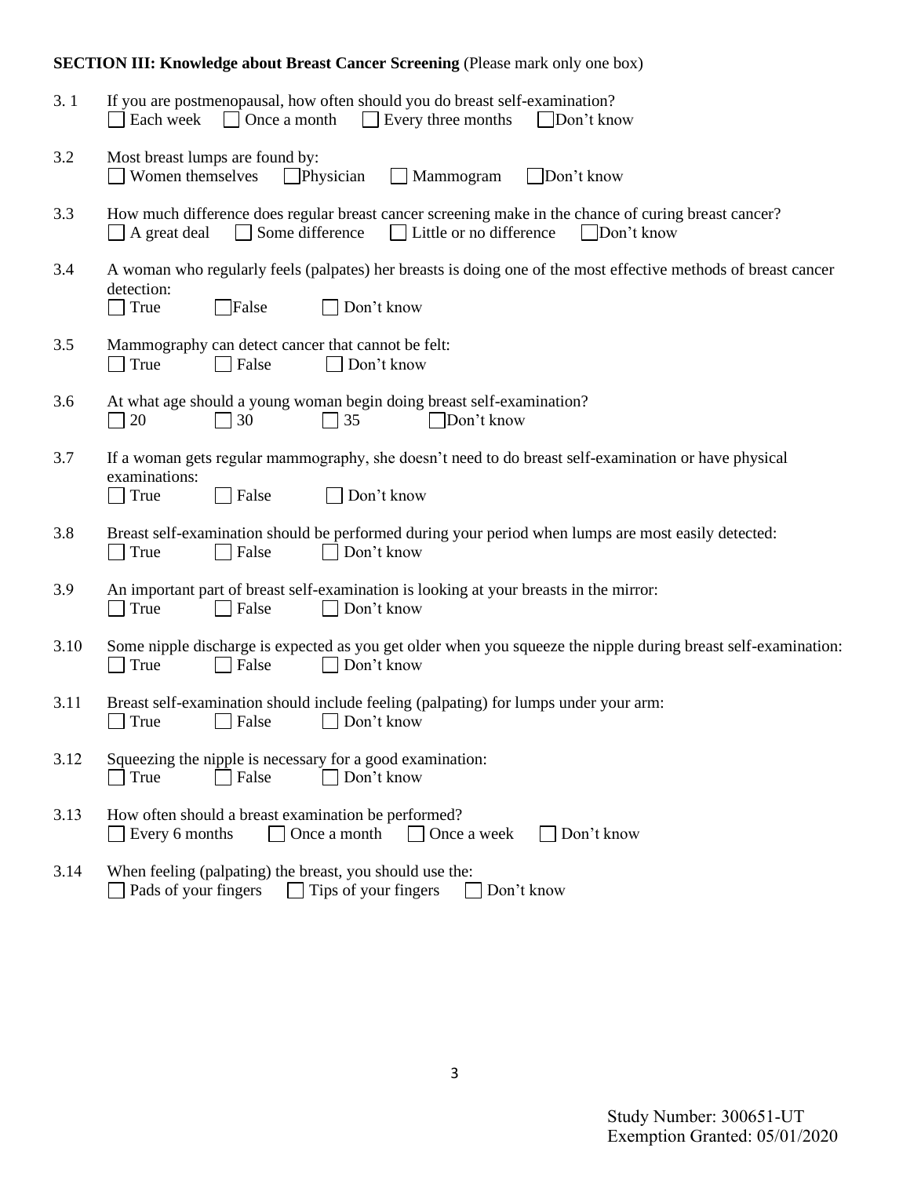**SECTION III: Knowledge about Breast Cancer Screening** (Please mark only one box)

3.1 If you are postmenopausal, how often should you do breast self-examination?
☐ Each week ☐ Once a month ☐ Every three months ☐ Don't know

3.2 Most breast lumps are found by:
☐ Women themselves ☐ Physician ☐ Mammogram ☐ Don't know

3.3 How much difference does regular breast cancer screening make in the chance of curing breast cancer?
☐ A great deal ☐ Some difference ☐ Little or no difference ☐ Don't know

3.4 A woman who regularly feels (palpates) her breasts is doing one of the most effective methods of breast cancer detection:
☐ True ☐ False ☐ Don't know

3.5 Mammography can detect cancer that cannot be felt:
☐ True ☐ False ☐ Don't know

3.6 At what age should a young woman begin doing breast self-examination?
☐ 20 ☐ 30 ☐ 35 ☐ Don't know

3.7 If a woman gets regular mammography, she doesn't need to do breast self-examination or have physical examinations:
☐ True ☐ False ☐ Don't know

3.8 Breast self-examination should be performed during your period when lumps are most easily detected:
☐ True ☐ False ☐ Don't know

3.9 An important part of breast self-examination is looking at your breasts in the mirror:
☐ True ☐ False ☐ Don't know

3.10 Some nipple discharge is expected as you get older when you squeeze the nipple during breast self-examination:
☐ True ☐ False ☐ Don't know

3.11 Breast self-examination should include feeling (palpating) for lumps under your arm:
☐ True ☐ False ☐ Don't know

3.12 Squeezing the nipple is necessary for a good examination:
☐ True ☐ False ☐ Don't know

3.13 How often should a breast examination be performed?
☐ Every 6 months ☐ Once a month ☐ Once a week ☐ Don't know

3.14 When feeling (palpating) the breast, you should use the:
☐ Pads of your fingers ☐ Tips of your fingers ☐ Don't know

Study Number: 300651-UT
Exemption Granted: 05/01/2020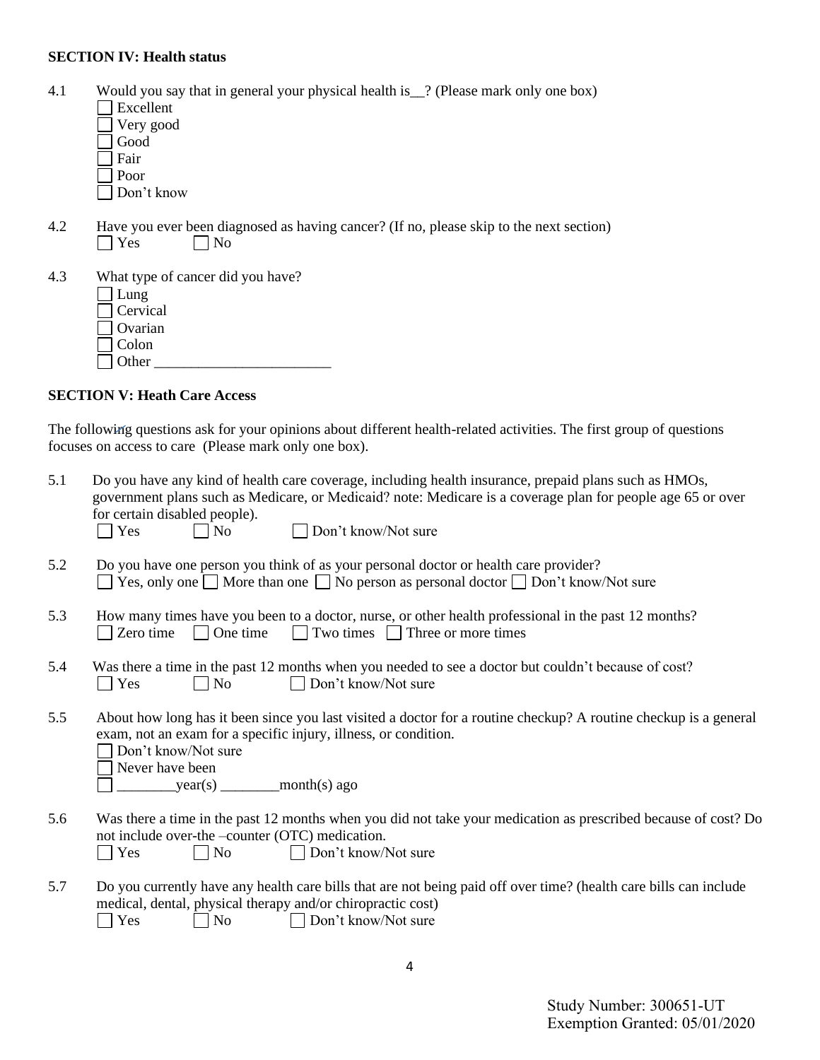**SECTION IV: Health status**

4.1 Would you say that in general your physical health is__? (Please mark only one box)

- ☐ Excellent
- ☐ Very good
- ☐ Good
- ☐ Fair
- ☐ Poor
- ☐ Don't know

4.2 Have you ever been diagnosed as having cancer? (If no, please skip to the next section)

☐ Yes ☐ No

4.3 What type of cancer did you have?

- ☐ Lung
- ☐ Cervical
- ☐ Ovarian
- ☐ Colon
- ☐ Other ________________________

**SECTION V: Heath Care Access**

The following questions ask for your opinions about different health-related activities. The first group of questions focuses on access to care (Please mark only one box).

5.1 Do you have any kind of health care coverage, including health insurance, prepaid plans such as HMOs, government plans such as Medicare, or Medicaid? note: Medicare is a coverage plan for people age 65 or over for certain disabled people).

☐ Yes ☐ No ☐ Don't know/Not sure

5.2 Do you have one person you think of as your personal doctor or health care provider?

☐ Yes, only one ☐ More than one ☐ No person as personal doctor ☐ Don't know/Not sure

5.3 How many times have you been to a doctor, nurse, or other health professional in the past 12 months?

☐ Zero time ☐ One time ☐ Two times ☐ Three or more times

5.4 Was there a time in the past 12 months when you needed to see a doctor but couldn't because of cost?

☐ Yes ☐ No ☐ Don't know/Not sure

5.5 About how long has it been since you last visited a doctor for a routine checkup? A routine checkup is a general exam, not an exam for a specific injury, illness, or condition.

- ☐ Don't know/Not sure
- ☐ Never have been
- ☐ ________year(s) ________month(s) ago

5.6 Was there a time in the past 12 months when you did not take your medication as prescribed because of cost? Do not include over-the –counter (OTC) medication.

☐ Yes ☐ No ☐ Don't know/Not sure

5.7 Do you currently have any health care bills that are not being paid off over time? (health care bills can include medical, dental, physical therapy and/or chiropractic cost)

☐ Yes ☐ No ☐ Don't know/Not sure

Study Number: 300651-UT
Exemption Granted: 05/01/2020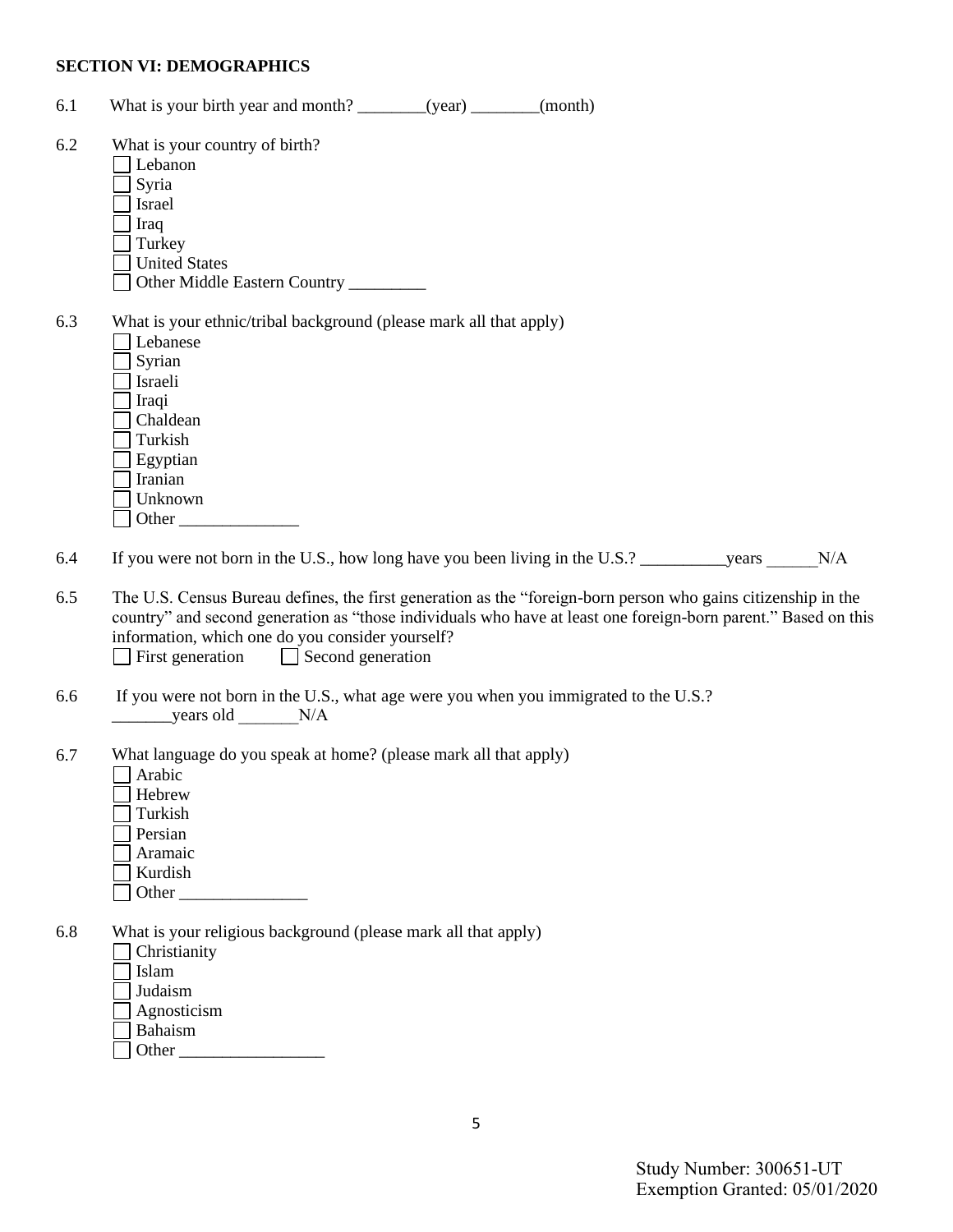**SECTION VI: DEMOGRAPHICS**

6.1 What is your birth year and month? ________(year) ________(month)

6.2 What is your country of birth?

- ☐ Lebanon
- ☐ Syria
- ☐ Israel
- ☐ Iraq
- ☐ Turkey
- ☐ United States
- ☐ Other Middle Eastern Country _________

6.3 What is your ethnic/tribal background (please mark all that apply)

- ☐ Lebanese
- ☐ Syrian
- ☐ Israeli
- ☐ Iraqi
- ☐ Chaldean
- ☐ Turkish
- ☐ Egyptian
- ☐ Iranian
- ☐ Unknown
- ☐ Other ______________

6.4 If you were not born in the U.S., how long have you been living in the U.S.? __________years ______N/A

6.5 The U.S. Census Bureau defines, the first generation as the "foreign-born person who gains citizenship in the country" and second generation as "those individuals who have at least one foreign-born parent." Based on this information, which one do you consider yourself?

☐ First generation ☐ Second generation

6.6 If you were not born in the U.S., what age were you when you immigrated to the U.S.?

_______years old _______N/A

6.7 What language do you speak at home? (please mark all that apply)

- ☐ Arabic
- ☐ Hebrew
- ☐ Turkish
- ☐ Persian
- ☐ Aramaic
- ☐ Kurdish
- ☐ Other _______________

6.8 What is your religious background (please mark all that apply)

- ☐ Christianity
- ☐ Islam
- ☐ Judaism
- ☐ Agnosticism
- ☐ Bahaism
- ☐ Other _________________

Study Number: 300651-UT
Exemption Granted: 05/01/2020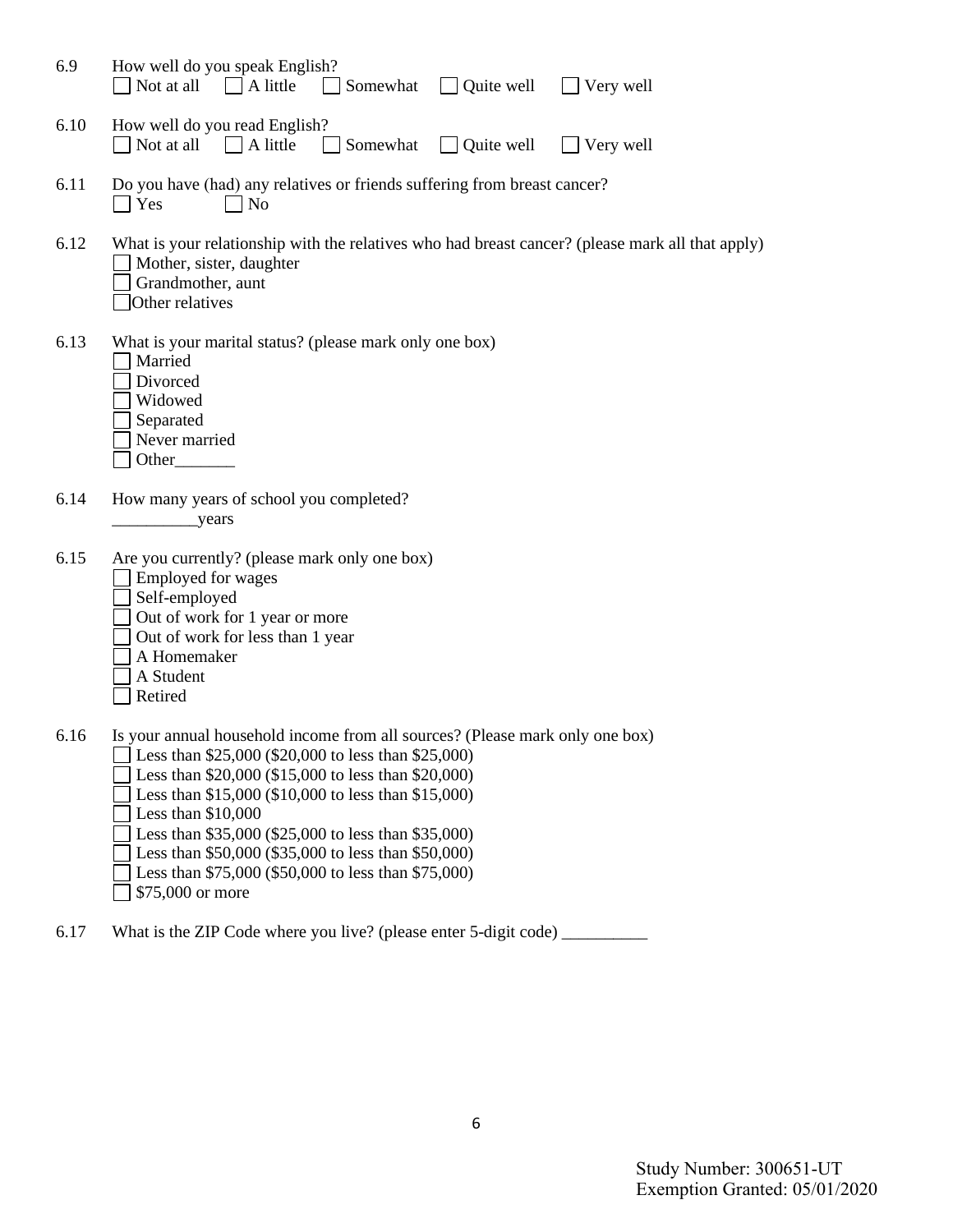6.9 How well do you speak English?

☐ Not at all ☐ A little ☐ Somewhat ☐ Quite well ☐ Very well

6.10 How well do you read English?

☐ Not at all ☐ A little ☐ Somewhat ☐ Quite well ☐ Very well

6.11 Do you have (had) any relatives or friends suffering from breast cancer?

☐ Yes ☐ No

6.12 What is your relationship with the relatives who had breast cancer? (please mark all that apply)

☐ Mother, sister, daughter
☐ Grandmother, aunt
☐ Other relatives

6.13 What is your marital status? (please mark only one box)

☐ Married
☐ Divorced
☐ Widowed
☐ Separated
☐ Never married
☐ Other_______

6.14 How many years of school you completed?

__________years

6.15 Are you currently? (please mark only one box)

☐ Employed for wages
☐ Self-employed
☐ Out of work for 1 year or more
☐ Out of work for less than 1 year
☐ A Homemaker
☐ A Student
☐ Retired

6.16 Is your annual household income from all sources? (Please mark only one box)

☐ Less than $25,000 ($20,000 to less than $25,000)
☐ Less than $20,000 ($15,000 to less than $20,000)
☐ Less than $15,000 ($10,000 to less than $15,000)
☐ Less than $10,000
☐ Less than $35,000 ($25,000 to less than $35,000)
☐ Less than $50,000 ($35,000 to less than $50,000)
☐ Less than $75,000 ($50,000 to less than $75,000)
☐ $75,000 or more

6.17 What is the ZIP Code where you live? (please enter 5-digit code) __________

Study Number: 300651-UT
Exemption Granted: 05/01/2020